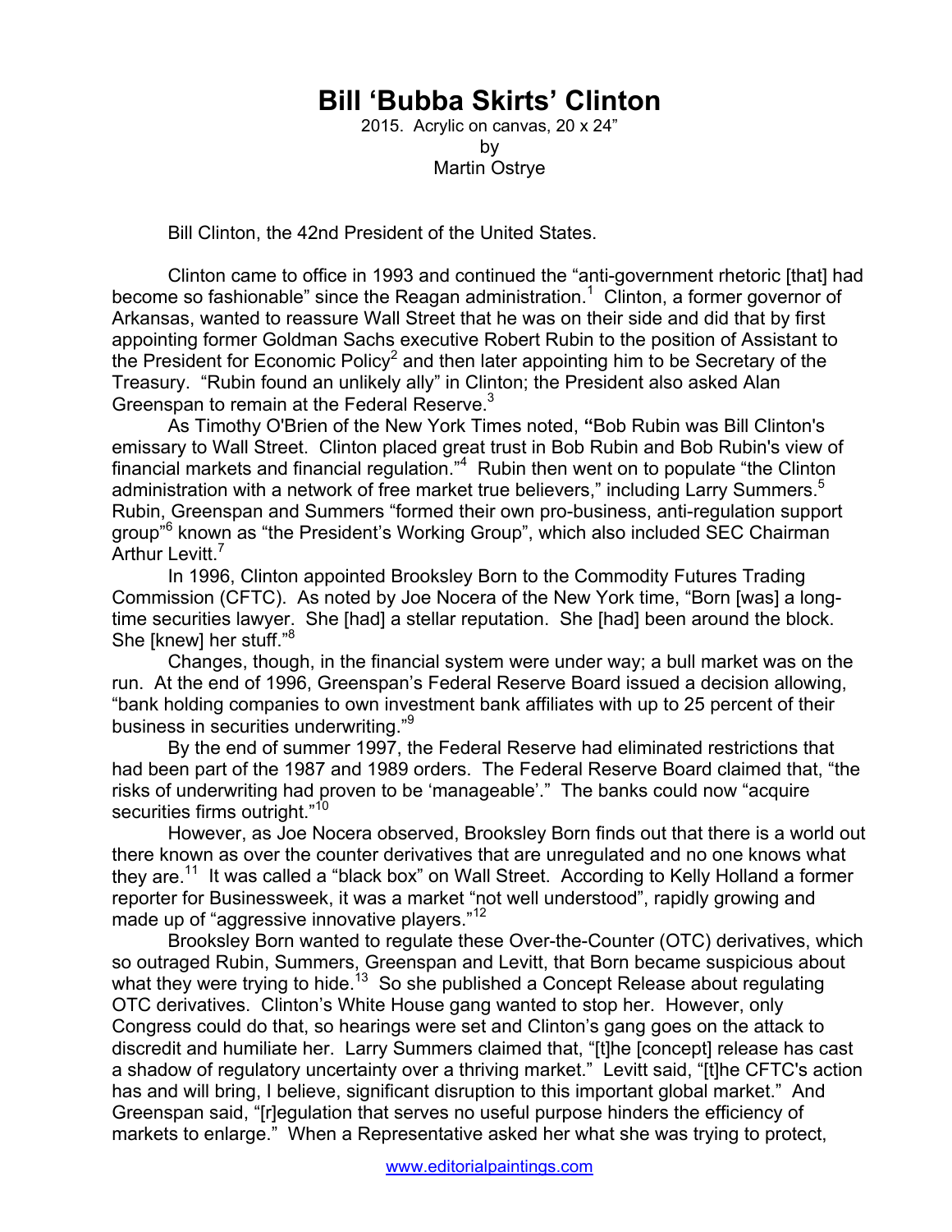# Bill 'Bubba Skirts' Clinton

2015. Acrylic on canvas, 20 x 24"
by
Martin Ostrye

Bill Clinton, the 42nd President of the United States.

Clinton came to office in 1993 and continued the "anti-government rhetoric [that] had become so fashionable" since the Reagan administration.[1] Clinton, a former governor of Arkansas, wanted to reassure Wall Street that he was on their side and did that by first appointing former Goldman Sachs executive Robert Rubin to the position of Assistant to the President for Economic Policy[2] and then later appointing him to be Secretary of the Treasury. "Rubin found an unlikely ally" in Clinton; the President also asked Alan Greenspan to remain at the Federal Reserve.[3]

As Timothy O'Brien of the New York Times noted, **"**Bob Rubin was Bill Clinton's emissary to Wall Street. Clinton placed great trust in Bob Rubin and Bob Rubin's view of financial markets and financial regulation."[4] Rubin then went on to populate "the Clinton administration with a network of free market true believers," including Larry Summers.[5] Rubin, Greenspan and Summers "formed their own pro-business, anti-regulation support group"[6] known as "the President's Working Group", which also included SEC Chairman Arthur Levitt.[7]

In 1996, Clinton appointed Brooksley Born to the Commodity Futures Trading Commission (CFTC). As noted by Joe Nocera of the New York time, "Born [was] a long-time securities lawyer. She [had] a stellar reputation. She [had] been around the block. She [knew] her stuff."[8]

Changes, though, in the financial system were under way; a bull market was on the run. At the end of 1996, Greenspan's Federal Reserve Board issued a decision allowing, "bank holding companies to own investment bank affiliates with up to 25 percent of their business in securities underwriting."[9]

By the end of summer 1997, the Federal Reserve had eliminated restrictions that had been part of the 1987 and 1989 orders. The Federal Reserve Board claimed that, "the risks of underwriting had proven to be 'manageable'." The banks could now "acquire securities firms outright."[10]

However, as Joe Nocera observed, Brooksley Born finds out that there is a world out there known as over the counter derivatives that are unregulated and no one knows what they are.[11] It was called a "black box" on Wall Street. According to Kelly Holland a former reporter for Businessweek, it was a market "not well understood", rapidly growing and made up of "aggressive innovative players."[12]

Brooksley Born wanted to regulate these Over-the-Counter (OTC) derivatives, which so outraged Rubin, Summers, Greenspan and Levitt, that Born became suspicious about what they were trying to hide.[13] So she published a Concept Release about regulating OTC derivatives. Clinton's White House gang wanted to stop her. However, only Congress could do that, so hearings were set and Clinton's gang goes on the attack to discredit and humiliate her. Larry Summers claimed that, "[t]he [concept] release has cast a shadow of regulatory uncertainty over a thriving market." Levitt said, "[t]he CFTC's action has and will bring, I believe, significant disruption to this important global market." And Greenspan said, "[r]egulation that serves no useful purpose hinders the efficiency of markets to enlarge." When a Representative asked her what she was trying to protect,

www.editorialpaintings.com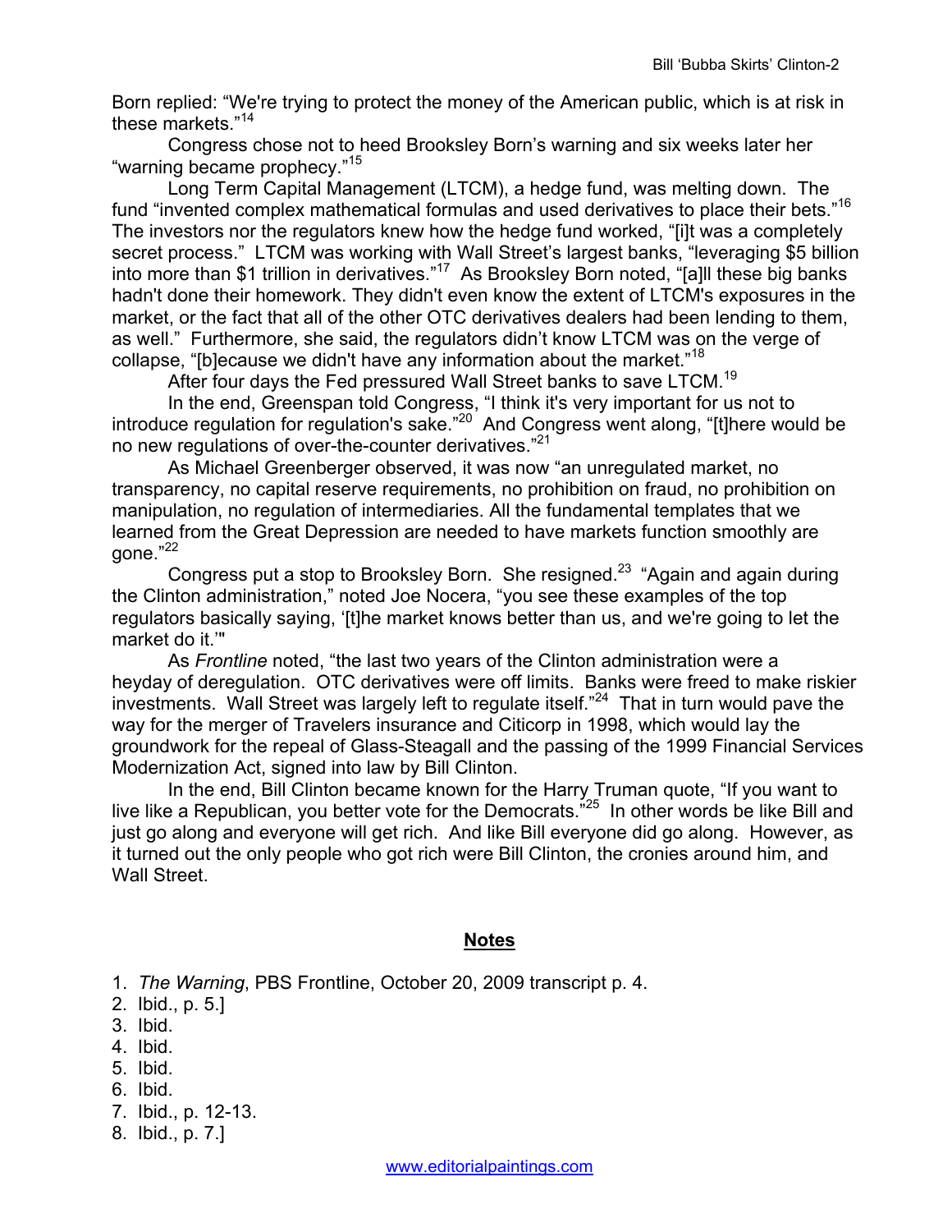Born replied: “We're trying to protect the money of the American public, which is at risk in these markets.”[14]

Congress chose not to heed Brooksley Born’s warning and six weeks later her “warning became prophecy.”[15]

Long Term Capital Management (LTCM), a hedge fund, was melting down. The fund “invented complex mathematical formulas and used derivatives to place their bets.”[16] The investors nor the regulators knew how the hedge fund worked, “[i]t was a completely secret process.” LTCM was working with Wall Street’s largest banks, “leveraging $5 billion into more than $1 trillion in derivatives.”[17] As Brooksley Born noted, “[a]ll these big banks hadn't done their homework. They didn't even know the extent of LTCM's exposures in the market, or the fact that all of the other OTC derivatives dealers had been lending to them, as well.” Furthermore, she said, the regulators didn’t know LTCM was on the verge of collapse, “[b]ecause we didn't have any information about the market.”[18]

After four days the Fed pressured Wall Street banks to save LTCM.[19]

In the end, Greenspan told Congress, “I think it's very important for us not to introduce regulation for regulation's sake.”[20] And Congress went along, “[t]here would be no new regulations of over-the-counter derivatives.”[21]

As Michael Greenberger observed, it was now “an unregulated market, no transparency, no capital reserve requirements, no prohibition on fraud, no prohibition on manipulation, no regulation of intermediaries. All the fundamental templates that we learned from the Great Depression are needed to have markets function smoothly are gone.”[22]

Congress put a stop to Brooksley Born. She resigned.[23] “Again and again during the Clinton administration,” noted Joe Nocera, “you see these examples of the top regulators basically saying, ‘[t]he market knows better than us, and we're going to let the market do it.’"

As *Frontline* noted, “the last two years of the Clinton administration were a heyday of deregulation. OTC derivatives were off limits. Banks were freed to make riskier investments. Wall Street was largely left to regulate itself.”[24] That in turn would pave the way for the merger of Travelers insurance and Citicorp in 1998, which would lay the groundwork for the repeal of Glass-Steagall and the passing of the 1999 Financial Services Modernization Act, signed into law by Bill Clinton.

In the end, Bill Clinton became known for the Harry Truman quote, “If you want to live like a Republican, you better vote for the Democrats.”[25] In other words be like Bill and just go along and everyone will get rich. And like Bill everyone did go along. However, as it turned out the only people who got rich were Bill Clinton, the cronies around him, and Wall Street.

## Notes

1. *The Warning*, PBS Frontline, October 20, 2009 transcript p. 4.
2. Ibid., p. 5.]
3. Ibid.
4. Ibid.
5. Ibid.
6. Ibid.
7. Ibid., p. 12-13.
8. Ibid., p. 7.]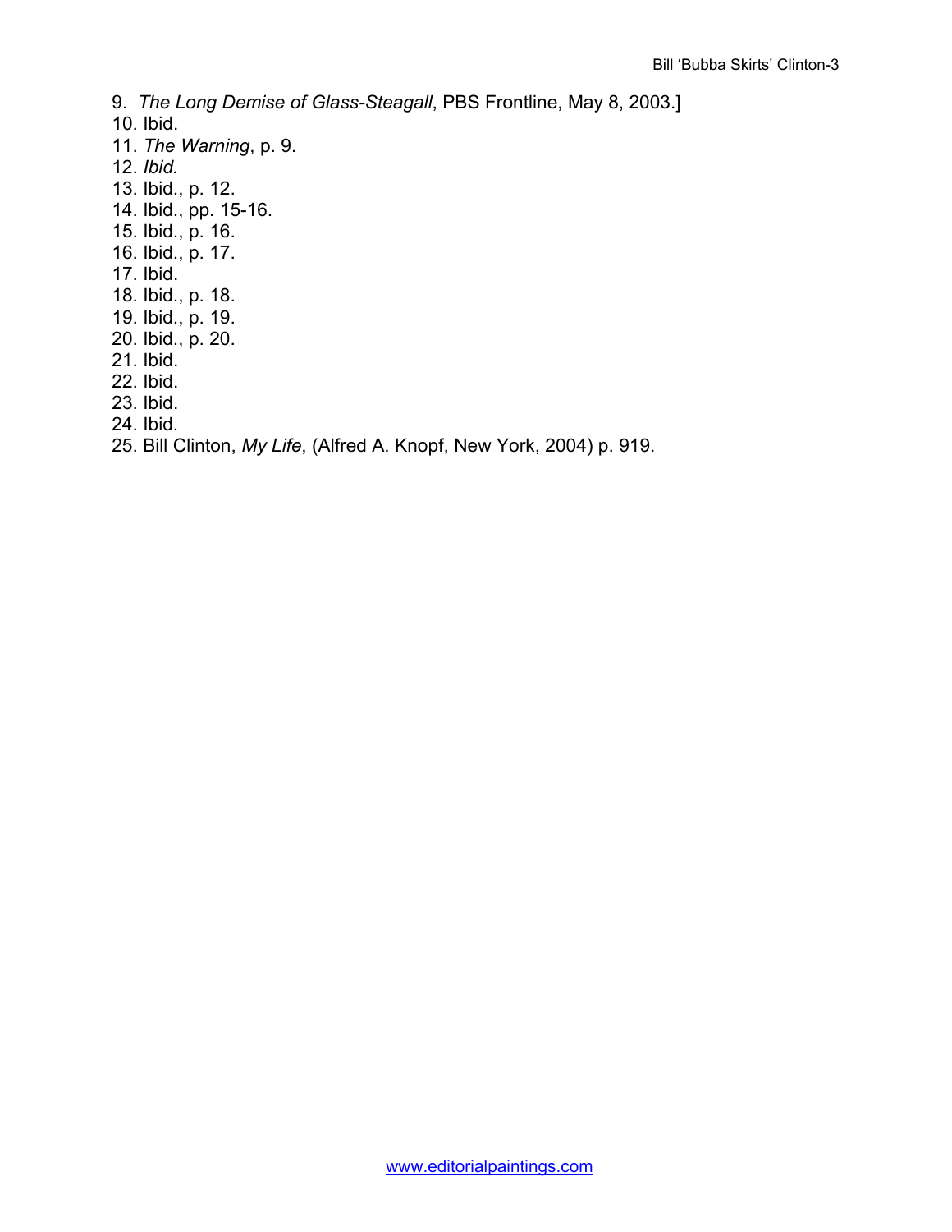9. *The Long Demise of Glass-Steagall*, PBS Frontline, May 8, 2003.]
10. Ibid.
11. *The Warning*, p. 9.
12. *Ibid.*
13. Ibid., p. 12.
14. Ibid., pp. 15-16.
15. Ibid., p. 16.
16. Ibid., p. 17.
17. Ibid.
18. Ibid., p. 18.
19. Ibid., p. 19.
20. Ibid., p. 20.
21. Ibid.
22. Ibid.
23. Ibid.
24. Ibid.
25. Bill Clinton, *My Life*, (Alfred A. Knopf, New York, 2004) p. 919.

www.editorialpaintings.com